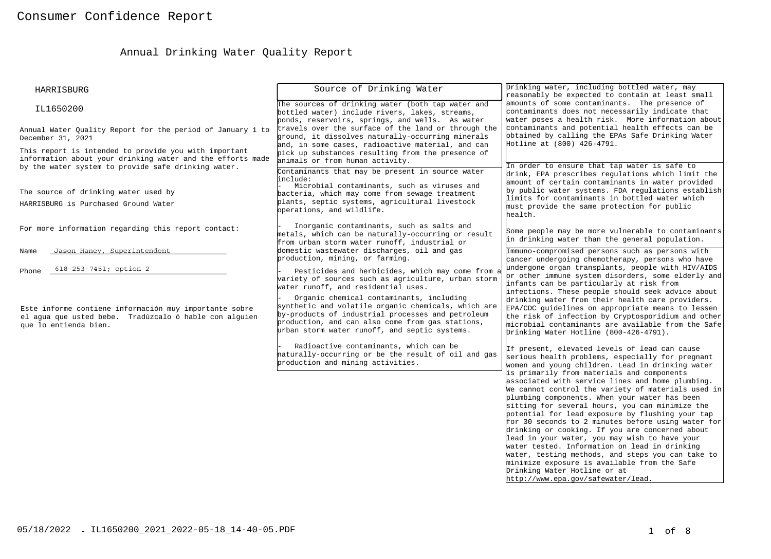# Consumer Confidence Report

## Annual Drinking Water Quality Report

HARRISBURG

IL1650200

Annual Water Quality Report for the period of January 1 to December 31, 2021

This report is intended to provide you with important information about your drinking water and the efforts made by the water system to provide safe drinking water.

The source of drinking water used by HARRISBURG is Purchased Ground Water

For more information regarding this report contact:

Name Jason Haney, Superintendent

Phone 618-253-7451; option 2

Este informe contiene información muy importante sobre el agua que usted bebe. Tradúzcalo ó hable con alguien que lo entienda bien.

### Source of Drinking Water

The sources of drinking water (both tap water and bottled water) include rivers, lakes, streams, ponds, reservoirs, springs, and wells. As water travels over the surface of the land or through the ground, it dissolves naturally-occurring minerals and, in some cases, radioactive material, and can pick up substances resulting from the presence of animals or from human activity.

Contaminants that may be present in source water include:

- Microbial contaminants, such as viruses and bacteria, which may come from sewage treatment plants, septic systems, agricultural livestock operations, and wildlife.
- Inorganic contaminants, such as salts and metals, which can be naturally-occurring or result from urban storm water runoff, industrial or domestic wastewater discharges, oil and gas production, mining, or farming.
- Pesticides and herbicides, which may come from a variety of sources such as agriculture, urban storm water runoff, and residential uses.
- Organic chemical contaminants, including synthetic and volatile organic chemicals, which are by-products of industrial processes and petroleum production, and can also come from gas stations, urban storm water runoff, and septic systems.
- Radioactive contaminants, which can be naturally-occurring or be the result of oil and gas production and mining activities.

Drinking water, including bottled water, may reasonably be expected to contain at least small amounts of some contaminants. The presence of contaminants does not necessarily indicate that water poses a health risk. More information about contaminants and potential health effects can be obtained by calling the EPAs Safe Drinking Water Hotline at (800) 426-4791.

In order to ensure that tap water is safe to drink, EPA prescribes regulations which limit the amount of certain contaminants in water provided by public water systems. FDA regulations establish limits for contaminants in bottled water which must provide the same protection for public health.

Some people may be more vulnerable to contaminants in drinking water than the general population. Immuno-compromised persons such as persons with cancer undergoing chemotherapy, persons who have undergone organ transplants, people with HIV/AIDS or other immune system disorders, some elderly and infants can be particularly at risk from infections. These people should seek advice about drinking water from their health care providers. EPA/CDC guidelines on appropriate means to lessen the risk of infection by Cryptosporidium and other microbial contaminants are available from the Safe Drinking Water Hotline (800-426-4791).

If present, elevated levels of lead can cause serious health problems, especially for pregnant women and young children. Lead in drinking water is primarily from materials and components associated with service lines and home plumbing. We cannot control the variety of materials used in plumbing components. When your water has been sitting for several hours, you can minimize the potential for lead exposure by flushing your tap for 30 seconds to 2 minutes before using water for drinking or cooking. If you are concerned about lead in your water, you may wish to have your water tested. Information on lead in drinking water, testing methods, and steps you can take to minimize exposure is available from the Safe Drinking Water Hotline or at http://www.epa.gov/safewater/lead.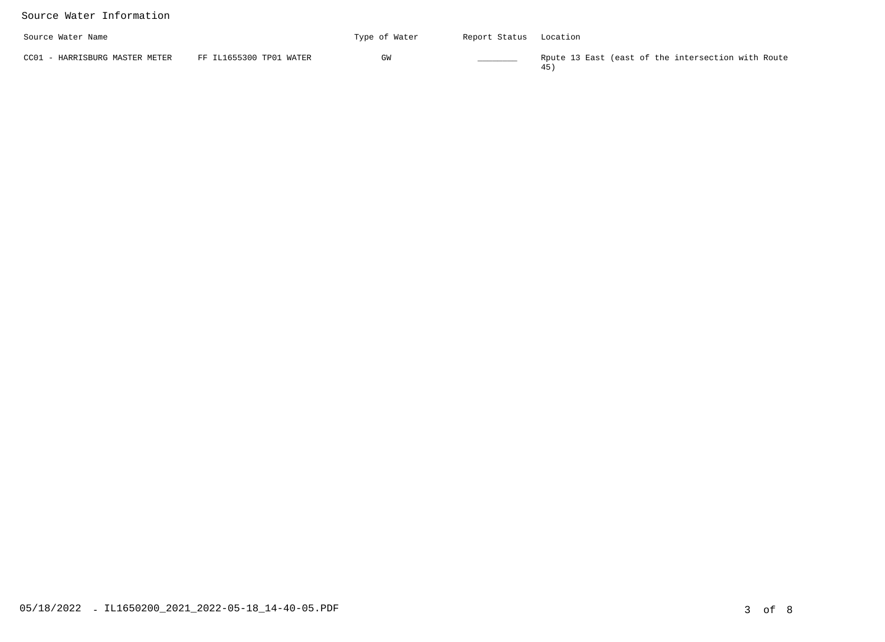## Source Water Information

| Source Water Name | | Type of Water | Report Status | Location |
|---|---|---|---|---|
| CC01 - HARRISBURG MASTER METER | FF IL1655300 TP01 WATER | GW | ________ | Rpute 13 East (east of the intersection with Route 45) |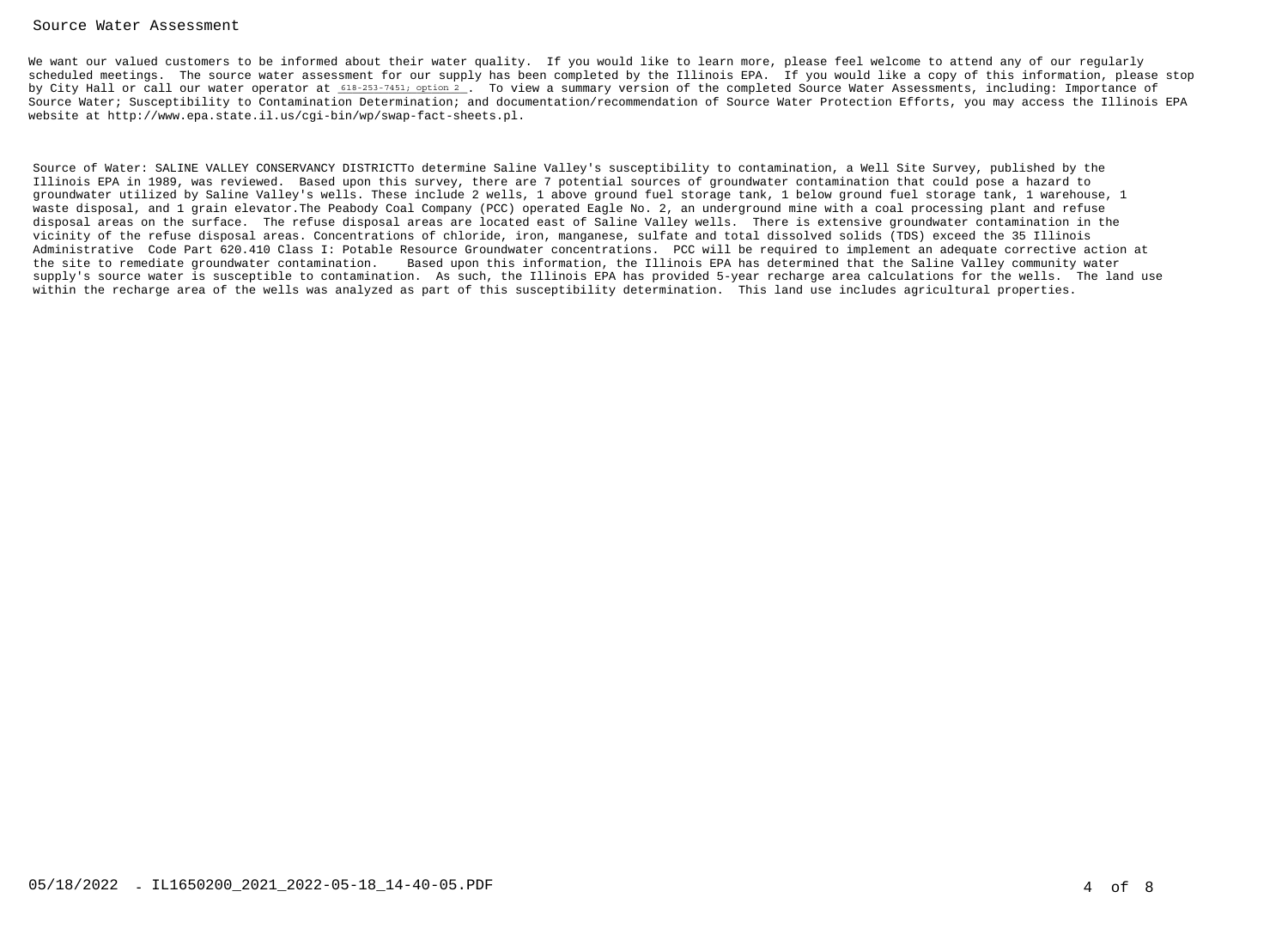## Source Water Assessment

We want our valued customers to be informed about their water quality. If you would like to learn more, please feel welcome to attend any of our regularly scheduled meetings. The source water assessment for our supply has been completed by the Illinois EPA. If you would like a copy of this information, please stop by City Hall or call our water operator at 618-253-7451; option 2 . To view a summary version of the completed Source Water Assessments, including: Importance of Source Water; Susceptibility to Contamination Determination; and documentation/recommendation of Source Water Protection Efforts, you may access the Illinois EPA website at http://www.epa.state.il.us/cgi-bin/wp/swap-fact-sheets.pl.

Source of Water: SALINE VALLEY CONSERVANCY DISTRICTTo determine Saline Valley's susceptibility to contamination, a Well Site Survey, published by the Illinois EPA in 1989, was reviewed. Based upon this survey, there are 7 potential sources of groundwater contamination that could pose a hazard to groundwater utilized by Saline Valley's wells. These include 2 wells, 1 above ground fuel storage tank, 1 below ground fuel storage tank, 1 warehouse, 1 waste disposal, and 1 grain elevator.The Peabody Coal Company (PCC) operated Eagle No. 2, an underground mine with a coal processing plant and refuse disposal areas on the surface. The refuse disposal areas are located east of Saline Valley wells. There is extensive groundwater contamination in the vicinity of the refuse disposal areas. Concentrations of chloride, iron, manganese, sulfate and total dissolved solids (TDS) exceed the 35 Illinois Administrative Code Part 620.410 Class I: Potable Resource Groundwater concentrations. PCC will be required to implement an adequate corrective action at the site to remediate groundwater contamination. Based upon this information, the Illinois EPA has determined that the Saline Valley community water supply's source water is susceptible to contamination. As such, the Illinois EPA has provided 5-year recharge area calculations for the wells. The land use within the recharge area of the wells was analyzed as part of this susceptibility determination. This land use includes agricultural properties.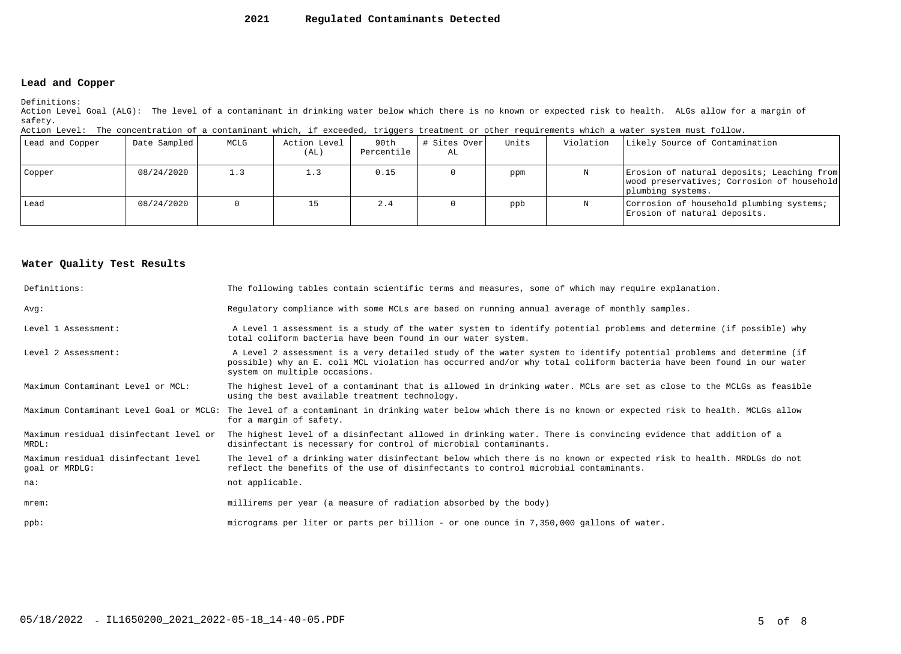# 2021 Regulated Contaminants Detected

## Lead and Copper

Definitions:

Action Level Goal (ALG): The level of a contaminant in drinking water below which there is no known or expected risk to health. ALGs allow for a margin of safety.

Action Level: The concentration of a contaminant which, if exceeded, triggers treatment or other requirements which a water system must follow.

| Lead and Copper | Date Sampled | MCLG | Action Level (AL) | 90th Percentile | # Sites Over AL | Units | Violation | Likely Source of Contamination |
|---|---|---|---|---|---|---|---|---|
| Copper | 08/24/2020 | 1.3 | 1.3 | 0.15 | 0 | ppm | N | Erosion of natural deposits; Leaching from wood preservatives; Corrosion of household plumbing systems. |
| Lead | 08/24/2020 | 0 | 15 | 2.4 | 0 | ppb | N | Corrosion of household plumbing systems; Erosion of natural deposits. |

## Water Quality Test Results

| | |
|---|---|
| Definitions: | The following tables contain scientific terms and measures, some of which may require explanation. |
| Avg: | Regulatory compliance with some MCLs are based on running annual average of monthly samples. |
| Level 1 Assessment: | A Level 1 assessment is a study of the water system to identify potential problems and determine (if possible) why total coliform bacteria have been found in our water system. |
| Level 2 Assessment: | A Level 2 assessment is a very detailed study of the water system to identify potential problems and determine (if possible) why an E. coli MCL violation has occurred and/or why total coliform bacteria have been found in our water system on multiple occasions. |
| Maximum Contaminant Level or MCL: | The highest level of a contaminant that is allowed in drinking water. MCLs are set as close to the MCLGs as feasible using the best available treatment technology. |
| Maximum Contaminant Level Goal or MCLG: | The level of a contaminant in drinking water below which there is no known or expected risk to health. MCLGs allow for a margin of safety. |
| Maximum residual disinfectant level or MRDL: | The highest level of a disinfectant allowed in drinking water. There is convincing evidence that addition of a disinfectant is necessary for control of microbial contaminants. |
| Maximum residual disinfectant level goal or MRDLG: | The level of a drinking water disinfectant below which there is no known or expected risk to health. MRDLGs do not reflect the benefits of the use of disinfectants to control microbial contaminants. |
| na: | not applicable. |
| mrem: | millirems per year (a measure of radiation absorbed by the body) |
| ppb: | micrograms per liter or parts per billion - or one ounce in 7,350,000 gallons of water. |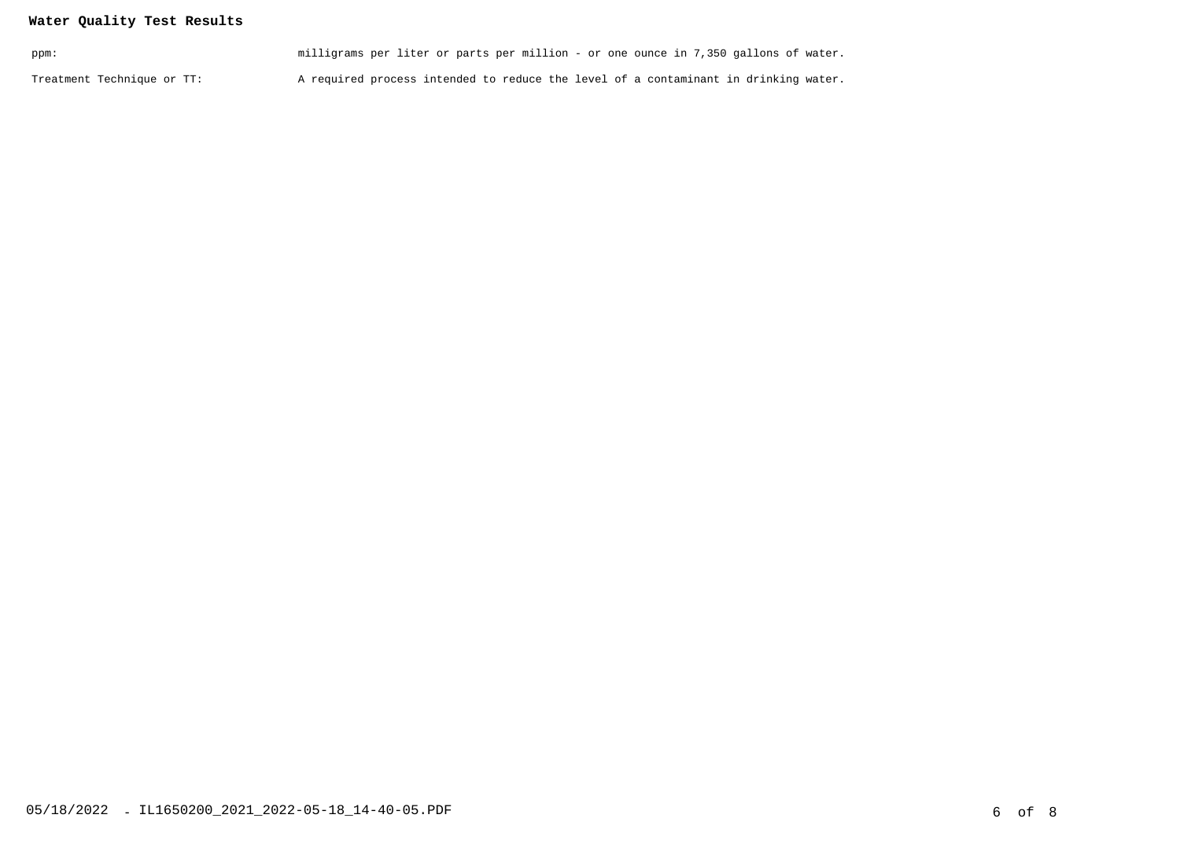**Water Quality Test Results**

| | |
|---|---|
| ppm: | milligrams per liter or parts per million - or one ounce in 7,350 gallons of water. |
| Treatment Technique or TT: | A required process intended to reduce the level of a contaminant in drinking water. |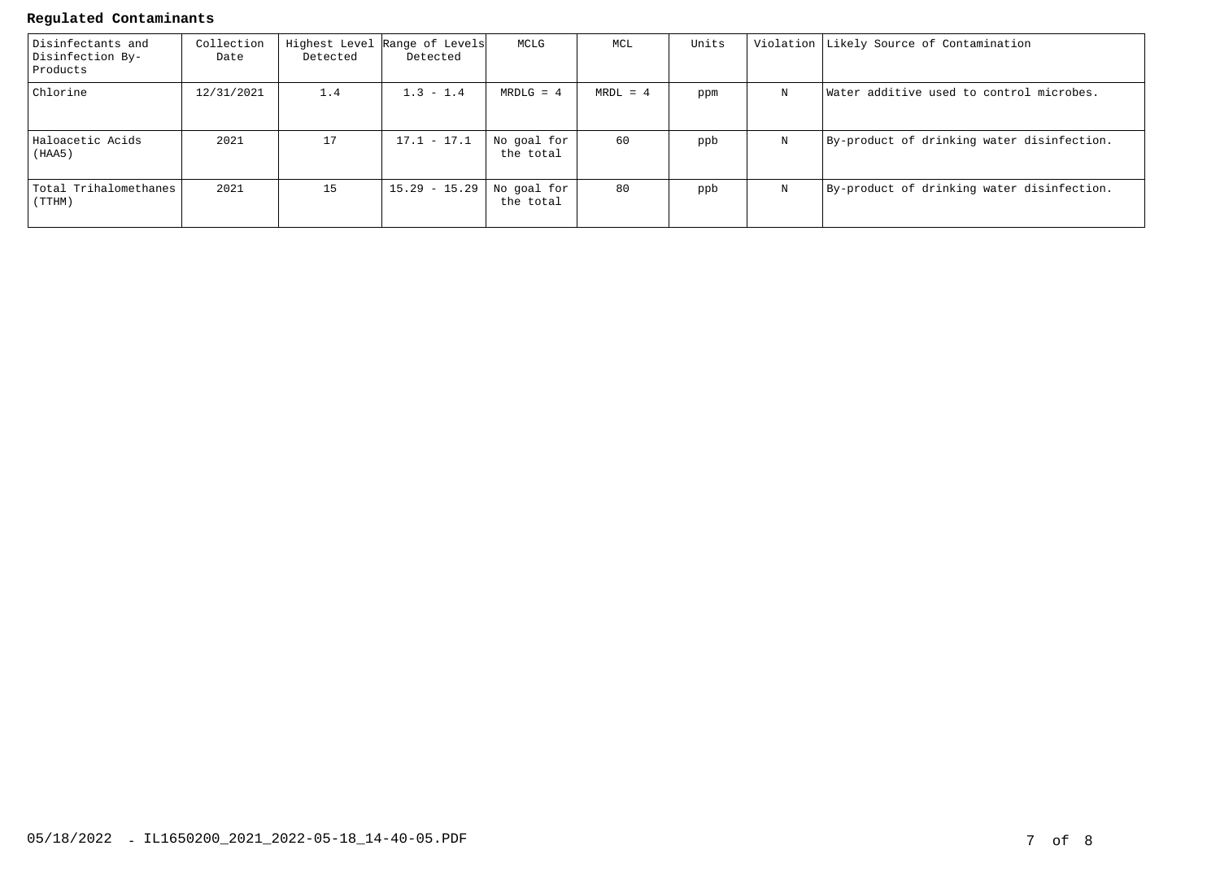**Regulated Contaminants**

| Disinfectants and Disinfection By-Products | Collection Date | Highest Level Detected | Range of Levels Detected | MCLG | MCL | Units | Violation | Likely Source of Contamination |
|---|---|---|---|---|---|---|---|---|
| Chlorine | 12/31/2021 | 1.4 | 1.3 - 1.4 | MRDLG = 4 | MRDL = 4 | ppm | N | Water additive used to control microbes. |
| Haloacetic Acids (HAA5) | 2021 | 17 | 17.1 - 17.1 | No goal for the total | 60 | ppb | N | By-product of drinking water disinfection. |
| Total Trihalomethanes (TTHM) | 2021 | 15 | 15.29 - 15.29 | No goal for the total | 80 | ppb | N | By-product of drinking water disinfection. |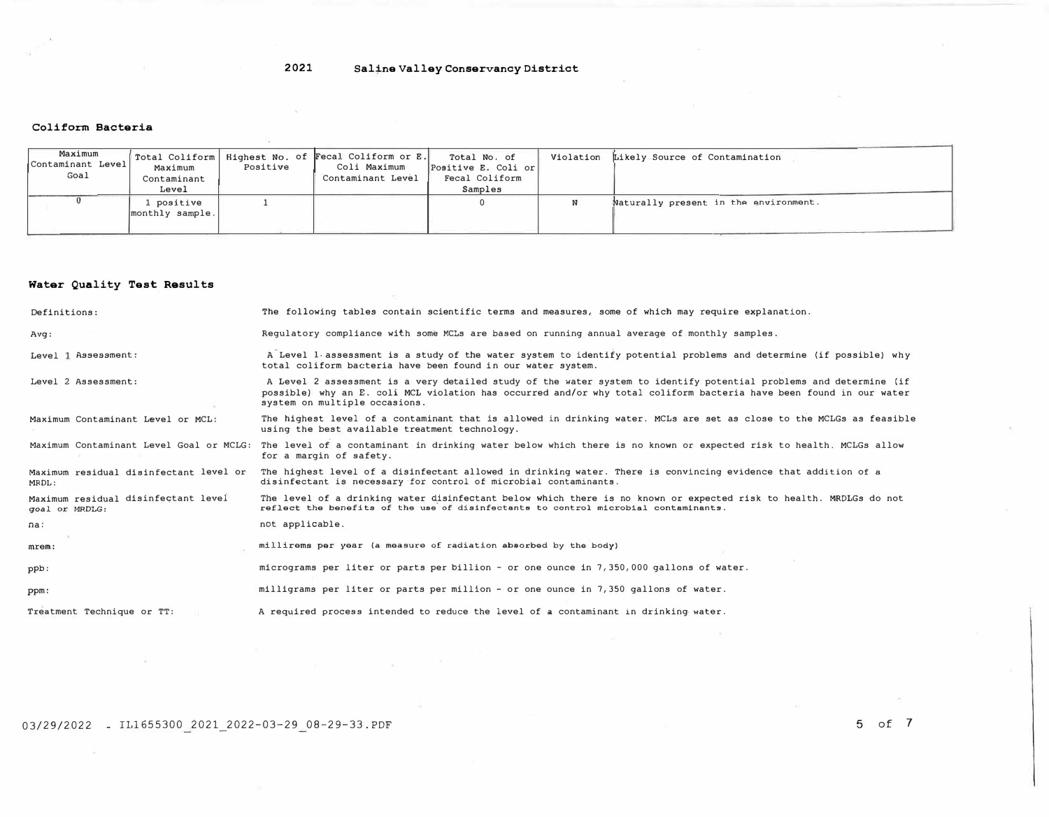## 2021 Saline Valley Conservancy District

### Coliform Bacteria

| Maximum Contaminant Level Goal | Total Coliform Maximum Contaminant Level | Highest No. of Positive | Fecal Coliform or E. Coli Maximum Contaminant Level | Total No. of Positive E. Coli or Fecal Coliform Samples | Violation | Likely Source of Contamination |
|---|---|---|---|---|---|---|
| 0 | 1 positive monthly sample. | 1 | | 0 | N | Naturally present in the environment. |

### Water Quality Test Results

| | |
|---|---|
| Definitions: | The following tables contain scientific terms and measures, some of which may require explanation. |
| Avg: | Regulatory compliance with some MCLs are based on running annual average of monthly samples. |
| Level 1 Assessment: | A Level 1 assessment is a study of the water system to identify potential problems and determine (if possible) why total coliform bacteria have been found in our water system. |
| Level 2 Assessment: | A Level 2 assessment is a very detailed study of the water system to identify potential problems and determine (if possible) why an E. coli MCL violation has occurred and/or why total coliform bacteria have been found in our water system on multiple occasions. |
| Maximum Contaminant Level or MCL: | The highest level of a contaminant that is allowed in drinking water. MCLs are set as close to the MCLGs as feasible using the best available treatment technology. |
| Maximum Contaminant Level Goal or MCLG: | The level of a contaminant in drinking water below which there is no known or expected risk to health. MCLGs allow for a margin of safety. |
| Maximum residual disinfectant level or MRDL: | The highest level of a disinfectant allowed in drinking water. There is convincing evidence that addition of a disinfectant is necessary for control of microbial contaminants. |
| Maximum residual disinfectant level goal or MRDLG: | The level of a drinking water disinfectant below which there is no known or expected risk to health. MRDLGs do not reflect the benefits of the use of disinfectants to control microbial contaminants. |
| na: | not applicable. |
| mrem: | millirems per year (a measure of radiation absorbed by the body) |
| ppb: | micrograms per liter or parts per billion - or one ounce in 7,350,000 gallons of water. |
| ppm: | milligrams per liter or parts per million - or one ounce in 7,350 gallons of water. |
| Treatment Technique or TT: | A required process intended to reduce the level of a contaminant in drinking water. |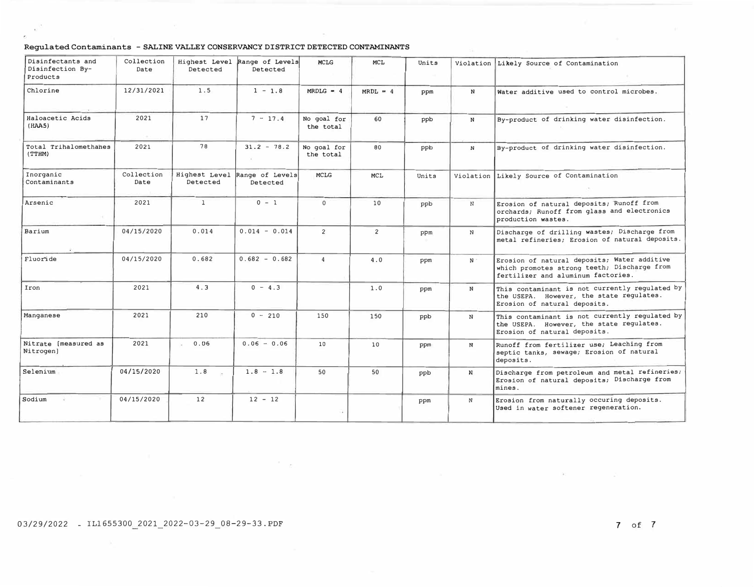**Regulated Contaminants - SALINE VALLEY CONSERVANCY DISTRICT DETECTED CONTAMINANTS**

| Disinfectants and Disinfection By-Products | Collection Date | Highest Level Detected | Range of Levels Detected | MCLG | MCL | Units | Violation | Likely Source of Contamination |
|---|---|---|---|---|---|---|---|---|
| Chlorine | 12/31/2021 | 1.5 | 1 - 1.8 | MRDLG = 4 | MRDL = 4 | ppm | N | Water additive used to control microbes. |
| Haloacetic Acids (HAA5) | 2021 | 17 | 7 - 17.4 | No goal for the total | 60 | ppb | N | By-product of drinking water disinfection. |
| Total Trihalomethanes (TTHM) | 2021 | 78 | 31.2 - 78.2 | No goal for the total | 80 | ppb | N | By-product of drinking water disinfection. |
| **Inorganic Contaminants** | **Collection Date** | **Highest Level Detected** | **Range of Levels Detected** | **MCLG** | **MCL** | **Units** | **Violation** | **Likely Source of Contamination** |
| Arsenic | 2021 | 1 | 0 - 1 | 0 | 10 | ppb | N | Erosion of natural deposits; Runoff from orchards; Runoff from glass and electronics production wastes. |
| Barium | 04/15/2020 | 0.014 | 0.014 - 0.014 | 2 | 2 | ppm | N | Discharge of drilling wastes; Discharge from metal refineries; Erosion of natural deposits. |
| Fluoride | 04/15/2020 | 0.682 | 0.682 - 0.682 | 4 | 4.0 | ppm | N | Erosion of natural deposits; Water additive which promotes strong teeth; Discharge from fertilizer and aluminum factories. |
| Iron | 2021 | 4.3 | 0 - 4.3 | | 1.0 | ppm | N | This contaminant is not currently regulated by the USEPA. However, the state regulates. Erosion of natural deposits. |
| Manganese | 2021 | 210 | 0 - 210 | 150 | 150 | ppb | N | This contaminant is not currently regulated by the USEPA. However, the state regulates. Erosion of natural deposits. |
| Nitrate [measured as Nitrogen] | 2021 | 0.06 | 0.06 - 0.06 | 10 | 10 | ppm | N | Runoff from fertilizer use; Leaching from septic tanks, sewage; Erosion of natural deposits. |
| Selenium | 04/15/2020 | 1.8 | 1.8 - 1.8 | 50 | 50 | ppb | N | Discharge from petroleum and metal refineries; Erosion of natural deposits; Discharge from mines. |
| Sodium | 04/15/2020 | 12 | 12 - 12 | | | ppm | N | Erosion from naturally occuring deposits. Used in water softener regeneration. |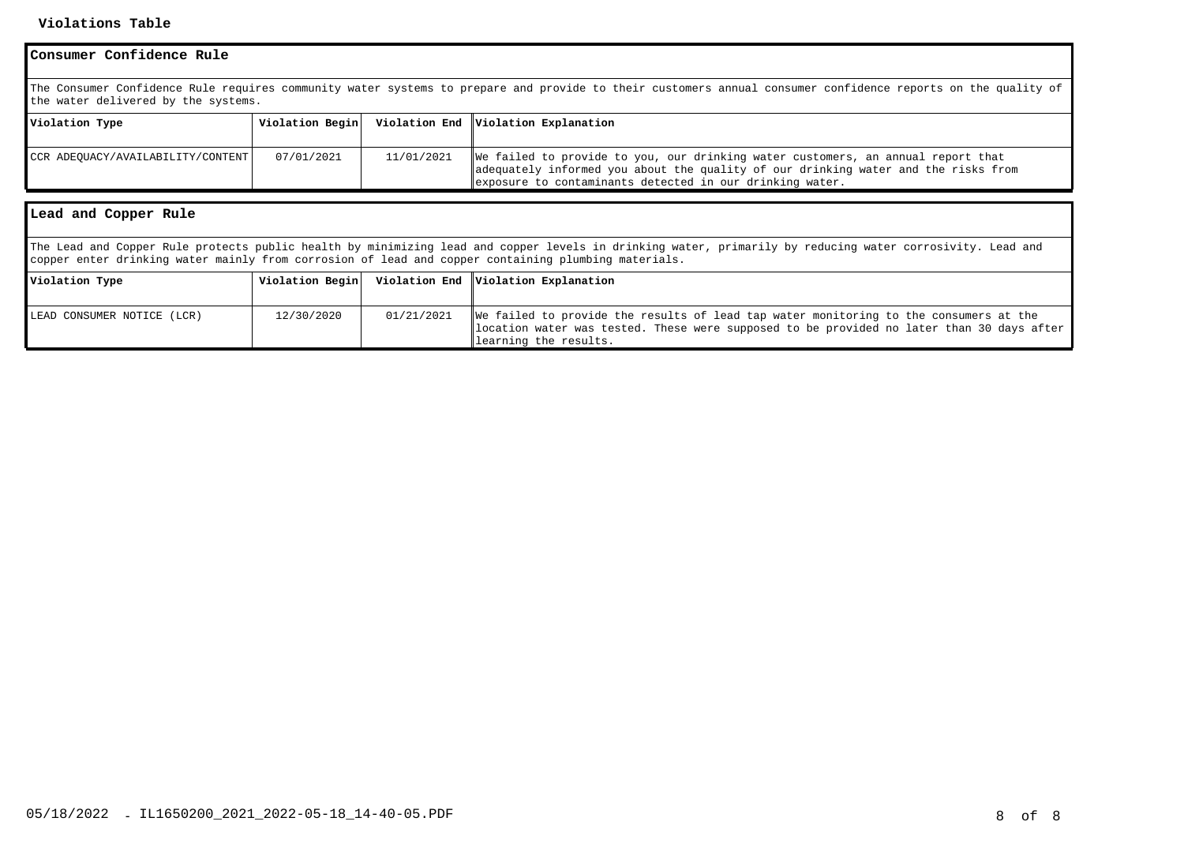**Violations Table**

### Consumer Confidence Rule

The Consumer Confidence Rule requires community water systems to prepare and provide to their customers annual consumer confidence reports on the quality of the water delivered by the systems.

| Violation Type | Violation Begin | Violation End | Violation Explanation |
|---|---|---|---|
| CCR ADEQUACY/AVAILABILITY/CONTENT | 07/01/2021 | 11/01/2021 | We failed to provide to you, our drinking water customers, an annual report that adequately informed you about the quality of our drinking water and the risks from exposure to contaminants detected in our drinking water. |

### Lead and Copper Rule

The Lead and Copper Rule protects public health by minimizing lead and copper levels in drinking water, primarily by reducing water corrosivity. Lead and copper enter drinking water mainly from corrosion of lead and copper containing plumbing materials.

| Violation Type | Violation Begin | Violation End | Violation Explanation |
|---|---|---|---|
| LEAD CONSUMER NOTICE (LCR) | 12/30/2020 | 01/21/2021 | We failed to provide the results of lead tap water monitoring to the consumers at the location water was tested. These were supposed to be provided no later than 30 days after learning the results. |